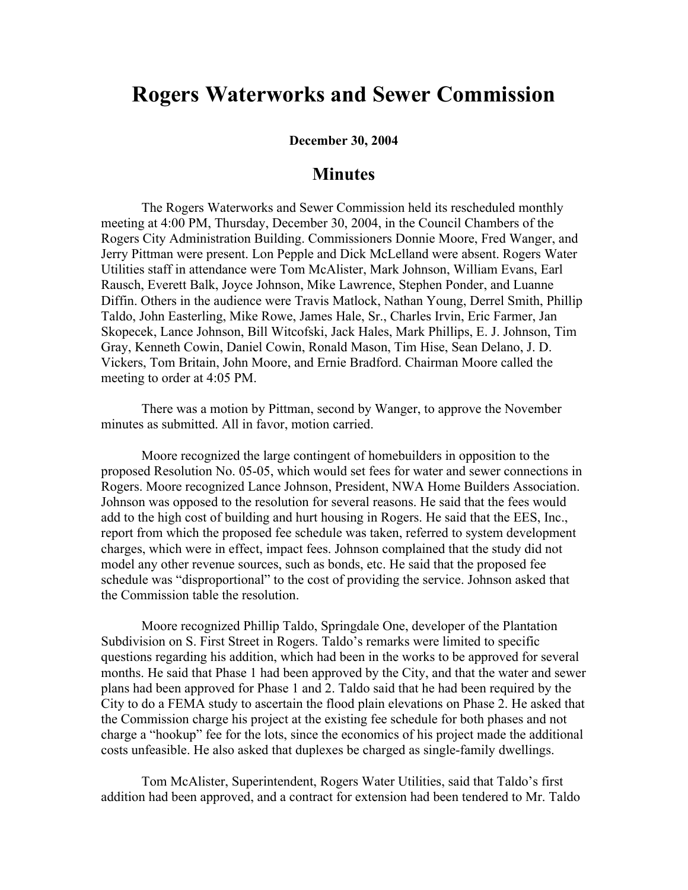# Rogers Waterworks and Sewer Commission

**December 30, 2004**

## Minutes

The Rogers Waterworks and Sewer Commission held its rescheduled monthly meeting at 4:00 PM, Thursday, December 30, 2004, in the Council Chambers of the Rogers City Administration Building. Commissioners Donnie Moore, Fred Wanger, and Jerry Pittman were present. Lon Pepple and Dick McLelland were absent. Rogers Water Utilities staff in attendance were Tom McAlister, Mark Johnson, William Evans, Earl Rausch, Everett Balk, Joyce Johnson, Mike Lawrence, Stephen Ponder, and Luanne Diffin. Others in the audience were Travis Matlock, Nathan Young, Derrel Smith, Phillip Taldo, John Easterling, Mike Rowe, James Hale, Sr., Charles Irvin, Eric Farmer, Jan Skopecek, Lance Johnson, Bill Witcofski, Jack Hales, Mark Phillips, E. J. Johnson, Tim Gray, Kenneth Cowin, Daniel Cowin, Ronald Mason, Tim Hise, Sean Delano, J. D. Vickers, Tom Britain, John Moore, and Ernie Bradford. Chairman Moore called the meeting to order at 4:05 PM.

There was a motion by Pittman, second by Wanger, to approve the November minutes as submitted. All in favor, motion carried.

Moore recognized the large contingent of homebuilders in opposition to the proposed Resolution No. 05-05, which would set fees for water and sewer connections in Rogers. Moore recognized Lance Johnson, President, NWA Home Builders Association. Johnson was opposed to the resolution for several reasons. He said that the fees would add to the high cost of building and hurt housing in Rogers. He said that the EES, Inc., report from which the proposed fee schedule was taken, referred to system development charges, which were in effect, impact fees. Johnson complained that the study did not model any other revenue sources, such as bonds, etc. He said that the proposed fee schedule was "disproportional" to the cost of providing the service. Johnson asked that the Commission table the resolution.

Moore recognized Phillip Taldo, Springdale One, developer of the Plantation Subdivision on S. First Street in Rogers. Taldo's remarks were limited to specific questions regarding his addition, which had been in the works to be approved for several months. He said that Phase 1 had been approved by the City, and that the water and sewer plans had been approved for Phase 1 and 2. Taldo said that he had been required by the City to do a FEMA study to ascertain the flood plain elevations on Phase 2. He asked that the Commission charge his project at the existing fee schedule for both phases and not charge a "hookup" fee for the lots, since the economics of his project made the additional costs unfeasible. He also asked that duplexes be charged as single-family dwellings.

Tom McAlister, Superintendent, Rogers Water Utilities, said that Taldo's first addition had been approved, and a contract for extension had been tendered to Mr. Taldo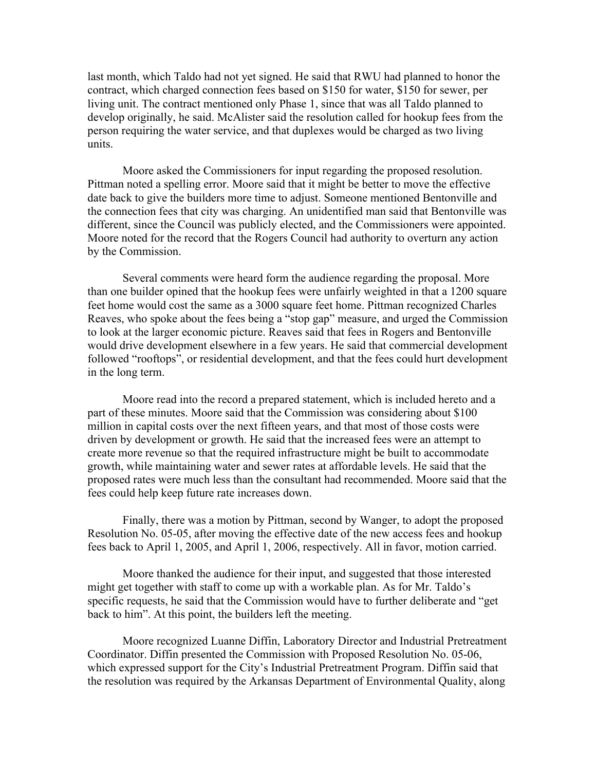last month, which Taldo had not yet signed. He said that RWU had planned to honor the contract, which charged connection fees based on $150 for water, $150 for sewer, per living unit. The contract mentioned only Phase 1, since that was all Taldo planned to develop originally, he said. McAlister said the resolution called for hookup fees from the person requiring the water service, and that duplexes would be charged as two living units.

Moore asked the Commissioners for input regarding the proposed resolution. Pittman noted a spelling error. Moore said that it might be better to move the effective date back to give the builders more time to adjust. Someone mentioned Bentonville and the connection fees that city was charging. An unidentified man said that Bentonville was different, since the Council was publicly elected, and the Commissioners were appointed. Moore noted for the record that the Rogers Council had authority to overturn any action by the Commission.

Several comments were heard form the audience regarding the proposal. More than one builder opined that the hookup fees were unfairly weighted in that a 1200 square feet home would cost the same as a 3000 square feet home. Pittman recognized Charles Reaves, who spoke about the fees being a "stop gap" measure, and urged the Commission to look at the larger economic picture. Reaves said that fees in Rogers and Bentonville would drive development elsewhere in a few years. He said that commercial development followed "rooftops", or residential development, and that the fees could hurt development in the long term.

Moore read into the record a prepared statement, which is included hereto and a part of these minutes. Moore said that the Commission was considering about $100 million in capital costs over the next fifteen years, and that most of those costs were driven by development or growth. He said that the increased fees were an attempt to create more revenue so that the required infrastructure might be built to accommodate growth, while maintaining water and sewer rates at affordable levels. He said that the proposed rates were much less than the consultant had recommended. Moore said that the fees could help keep future rate increases down.

Finally, there was a motion by Pittman, second by Wanger, to adopt the proposed Resolution No. 05-05, after moving the effective date of the new access fees and hookup fees back to April 1, 2005, and April 1, 2006, respectively. All in favor, motion carried.

Moore thanked the audience for their input, and suggested that those interested might get together with staff to come up with a workable plan. As for Mr. Taldo's specific requests, he said that the Commission would have to further deliberate and "get back to him". At this point, the builders left the meeting.

Moore recognized Luanne Diffin, Laboratory Director and Industrial Pretreatment Coordinator. Diffin presented the Commission with Proposed Resolution No. 05-06, which expressed support for the City's Industrial Pretreatment Program. Diffin said that the resolution was required by the Arkansas Department of Environmental Quality, along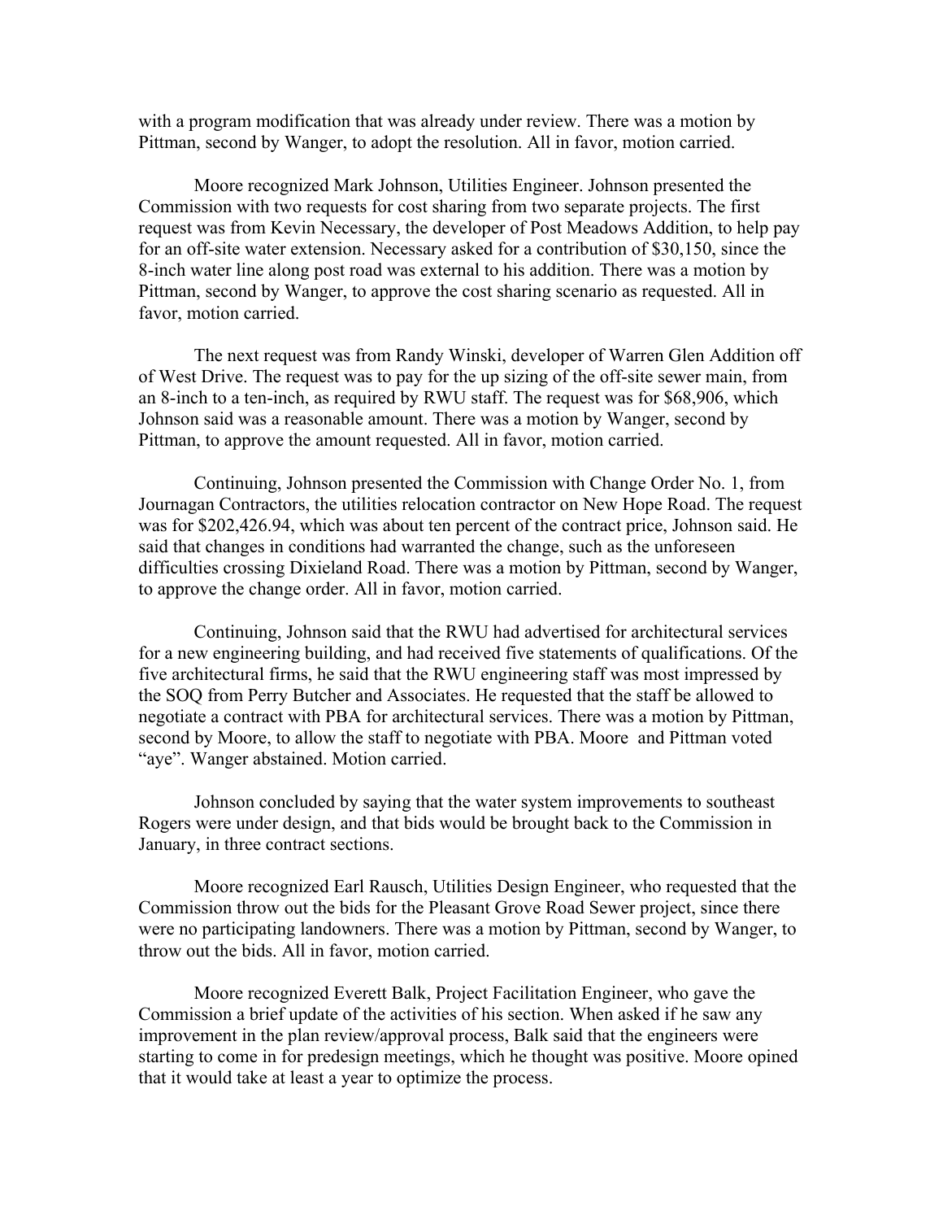with a program modification that was already under review. There was a motion by Pittman, second by Wanger, to adopt the resolution. All in favor, motion carried.

Moore recognized Mark Johnson, Utilities Engineer. Johnson presented the Commission with two requests for cost sharing from two separate projects. The first request was from Kevin Necessary, the developer of Post Meadows Addition, to help pay for an off-site water extension. Necessary asked for a contribution of $30,150, since the 8-inch water line along post road was external to his addition. There was a motion by Pittman, second by Wanger, to approve the cost sharing scenario as requested. All in favor, motion carried.

The next request was from Randy Winski, developer of Warren Glen Addition off of West Drive. The request was to pay for the up sizing of the off-site sewer main, from an 8-inch to a ten-inch, as required by RWU staff. The request was for $68,906, which Johnson said was a reasonable amount. There was a motion by Wanger, second by Pittman, to approve the amount requested. All in favor, motion carried.

Continuing, Johnson presented the Commission with Change Order No. 1, from Journagan Contractors, the utilities relocation contractor on New Hope Road. The request was for $202,426.94, which was about ten percent of the contract price, Johnson said. He said that changes in conditions had warranted the change, such as the unforeseen difficulties crossing Dixieland Road. There was a motion by Pittman, second by Wanger, to approve the change order. All in favor, motion carried.

Continuing, Johnson said that the RWU had advertised for architectural services for a new engineering building, and had received five statements of qualifications. Of the five architectural firms, he said that the RWU engineering staff was most impressed by the SOQ from Perry Butcher and Associates. He requested that the staff be allowed to negotiate a contract with PBA for architectural services. There was a motion by Pittman, second by Moore, to allow the staff to negotiate with PBA. Moore and Pittman voted "aye". Wanger abstained. Motion carried.

Johnson concluded by saying that the water system improvements to southeast Rogers were under design, and that bids would be brought back to the Commission in January, in three contract sections.

Moore recognized Earl Rausch, Utilities Design Engineer, who requested that the Commission throw out the bids for the Pleasant Grove Road Sewer project, since there were no participating landowners. There was a motion by Pittman, second by Wanger, to throw out the bids. All in favor, motion carried.

Moore recognized Everett Balk, Project Facilitation Engineer, who gave the Commission a brief update of the activities of his section. When asked if he saw any improvement in the plan review/approval process, Balk said that the engineers were starting to come in for predesign meetings, which he thought was positive. Moore opined that it would take at least a year to optimize the process.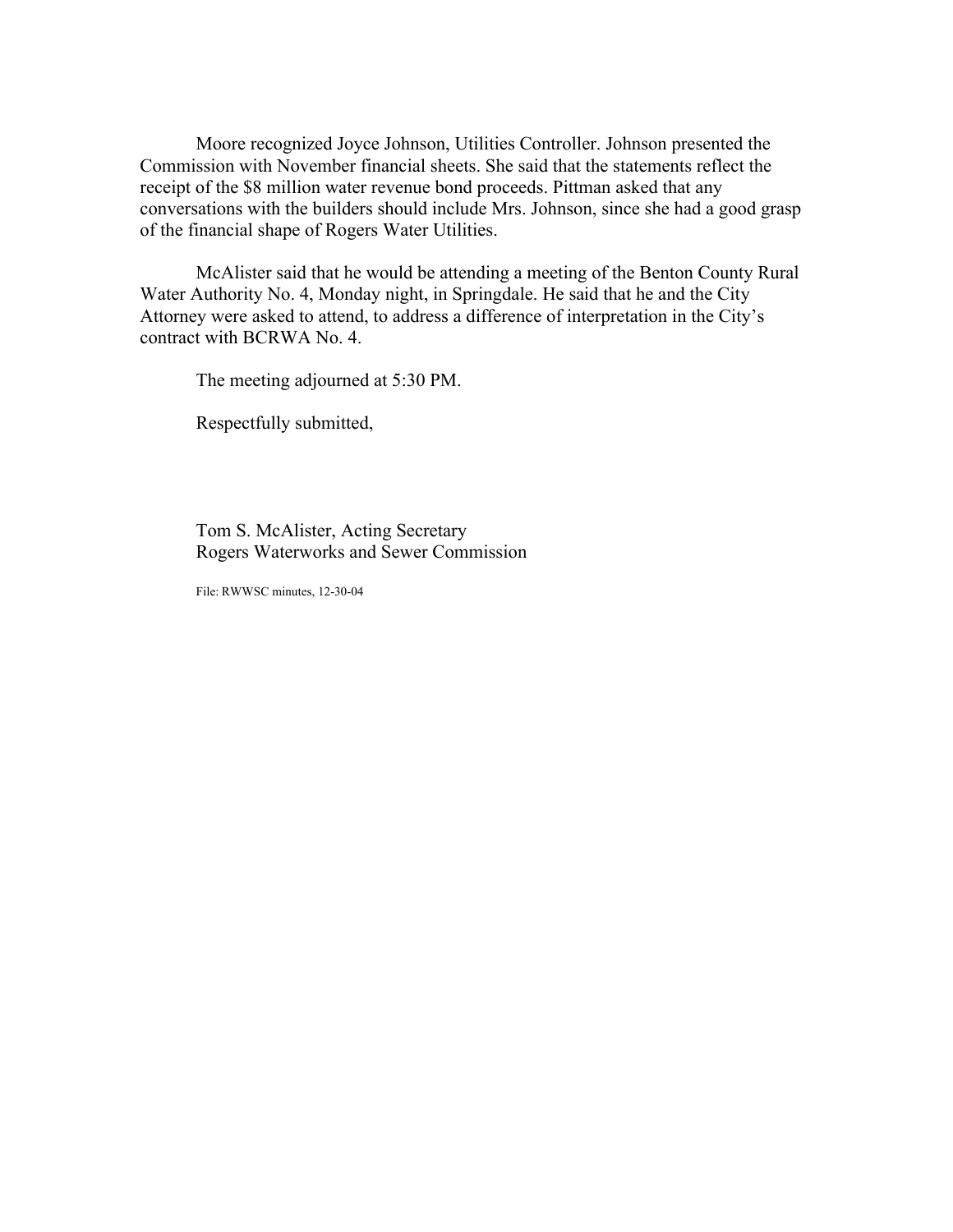Moore recognized Joyce Johnson, Utilities Controller. Johnson presented the Commission with November financial sheets. She said that the statements reflect the receipt of the $8 million water revenue bond proceeds. Pittman asked that any conversations with the builders should include Mrs. Johnson, since she had a good grasp of the financial shape of Rogers Water Utilities.

McAlister said that he would be attending a meeting of the Benton County Rural Water Authority No. 4, Monday night, in Springdale. He said that he and the City Attorney were asked to attend, to address a difference of interpretation in the City's contract with BCRWA No. 4.

The meeting adjourned at 5:30 PM.

Respectfully submitted,

Tom S. McAlister, Acting Secretary
Rogers Waterworks and Sewer Commission

File: RWWSC minutes, 12-30-04